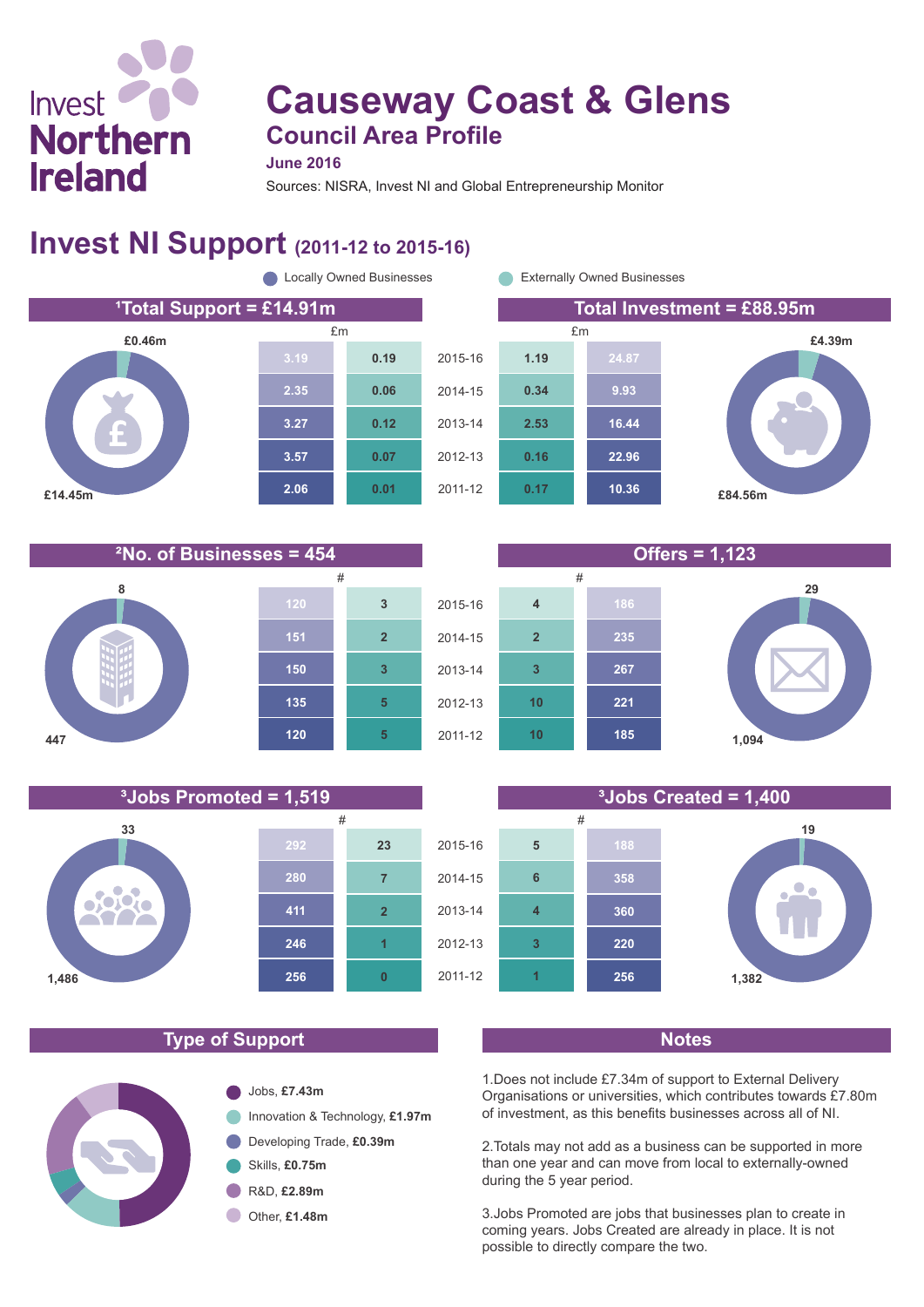Invest Northern Ireland

# Causeway Coast & Glens

## Council Area Profile

**June 2016**

Sources: NISRA, Invest NI and Global Entrepreneurship Monitor

## Invest NI Support (2011-12 to 2015-16)

Locally Owned Businesses | Externally Owned Businesses

### [1]Total Support = £14.91m / Total Investment = £88.95m

Total Support: £14.45m Locally Owned; £0.46m Externally Owned

Total Investment: £84.56m Locally Owned; £4.39m Externally Owned

| Total Support: Locally Owned (£m) | Total Support: Externally Owned (£m) | Year | Total Investment: Externally Owned (£m) | Total Investment: Locally Owned (£m) |
|---|---|---|---|---|
| 3.19 | 0.19 | 2015-16 | 1.19 | 24.87 |
| 2.35 | 0.06 | 2014-15 | 0.34 | 9.93 |
| 3.27 | 0.12 | 2013-14 | 2.53 | 16.44 |
| 3.57 | 0.07 | 2012-13 | 0.16 | 22.96 |
| 2.06 | 0.01 | 2011-12 | 0.17 | 10.36 |

### [2]No. of Businesses = 454 / Offers = 1,123

No. of Businesses: 447 Locally Owned; 8 Externally Owned

Offers: 1,094 Locally Owned; 29 Externally Owned

| No. of Businesses: Locally Owned (#) | No. of Businesses: Externally Owned (#) | Year | Offers: Externally Owned (#) | Offers: Locally Owned (#) |
|---|---|---|---|---|
| 120 | 3 | 2015-16 | 4 | 186 |
| 151 | 2 | 2014-15 | 2 | 235 |
| 150 | 3 | 2013-14 | 3 | 267 |
| 135 | 5 | 2012-13 | 10 | 221 |
| 120 | 5 | 2011-12 | 10 | 185 |

### [3]Jobs Promoted = 1,519 / [3]Jobs Created = 1,400

Jobs Promoted: 1,486 Locally Owned; 33 Externally Owned

Jobs Created: 1,382 Locally Owned; 19 Externally Owned

| Jobs Promoted: Locally Owned (#) | Jobs Promoted: Externally Owned (#) | Year | Jobs Created: Externally Owned (#) | Jobs Created: Locally Owned (#) |
|---|---|---|---|---|
| 292 | 23 | 2015-16 | 5 | 188 |
| 280 | 7 | 2014-15 | 6 | 358 |
| 411 | 2 | 2013-14 | 4 | 360 |
| 246 | 1 | 2012-13 | 3 | 220 |
| 256 | 0 | 2011-12 | 1 | 256 |

### Type of Support

- Jobs, **£7.43m**
- Innovation & Technology, **£1.97m**
- Developing Trade, **£0.39m**
- Skills, **£0.75m**
- R&D, **£2.89m**
- Other, **£1.48m**

### Notes

1. Does not include £7.34m of support to External Delivery Organisations or universities, which contributes towards £7.80m of investment, as this benefits businesses across all of NI.

2. Totals may not add as a business can be supported in more than one year and can move from local to externally-owned during the 5 year period.

3. Jobs Promoted are jobs that businesses plan to create in coming years. Jobs Created are already in place. It is not possible to directly compare the two.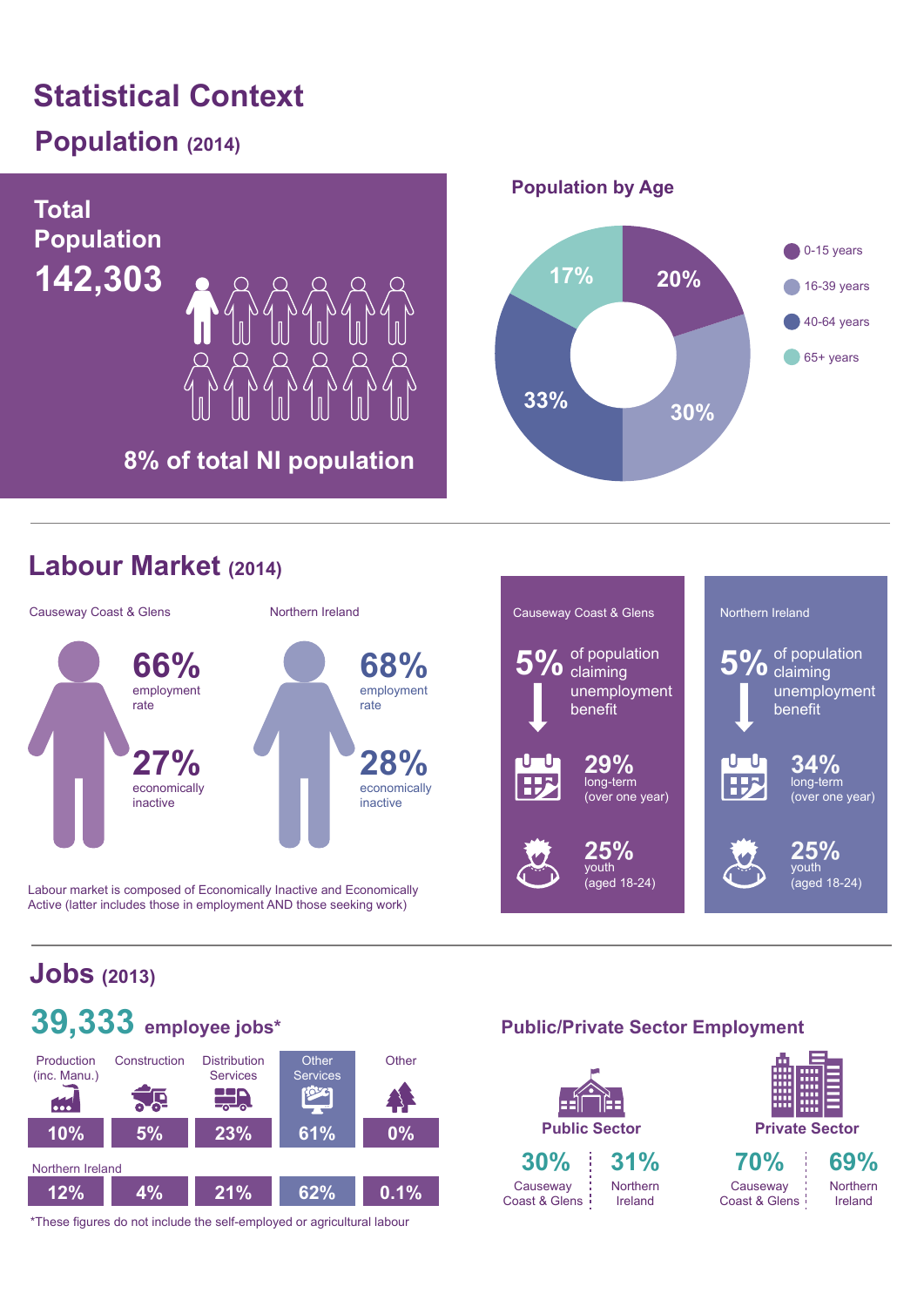# Statistical Context

## Population (2014)

**Total Population**

**142,303**

8% of total NI population

### Population by Age

| Age group | Percentage |
|---|---|
| 0-15 years | 20% |
| 16-39 years | 30% |
| 40-64 years | 33% |
| 65+ years | 17% |

## Labour Market (2014)

| | Causeway Coast & Glens | Northern Ireland |
|---|---|---|
| employment rate | 66% | 68% |
| economically inactive | 27% | 28% |

Labour market is composed of Economically Inactive and Economically Active (latter includes those in employment AND those seeking work)

| | Causeway Coast & Glens | Northern Ireland |
|---|---|---|
| of population claiming unemployment benefit | 5% | 5% |
| long-term (over one year) | 29% | 34% |
| youth (aged 18-24) | 25% | 25% |

## Jobs (2013)

**39,333** employee jobs*

| | Production (inc. Manu.) | Construction | Distribution Services | Other Services | Other |
|---|---|---|---|---|---|
| Causeway Coast & Glens | 10% | 5% | 23% | 61% | 0% |
| Northern Ireland | 12% | 4% | 21% | 62% | 0.1% |

*These figures do not include the self-employed or agricultural labour

### Public/Private Sector Employment

| | Causeway Coast & Glens | Northern Ireland |
|---|---|---|
| Public Sector | 30% | 31% |
| Private Sector | 70% | 69% |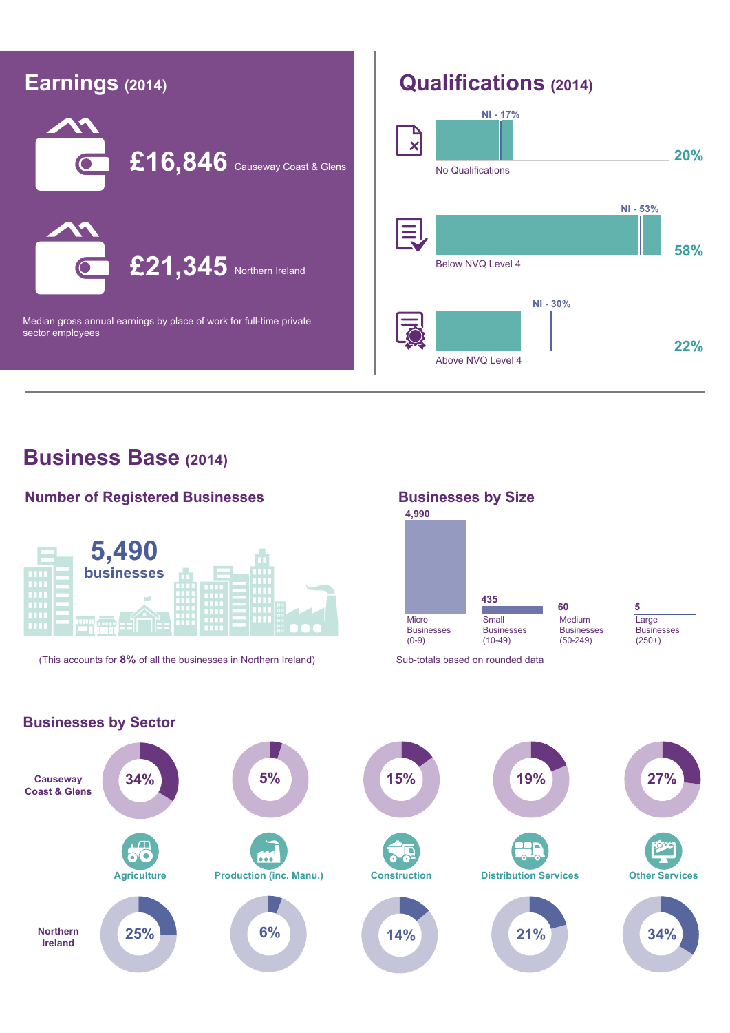## Earnings (2014)

**£16,846** Causeway Coast & Glens

**£21,345** Northern Ireland

Median gross annual earnings by place of work for full-time private sector employees

## Qualifications (2014)

| Qualification | Causeway Coast & Glens | NI |
|---|---|---|
| No Qualifications | 20% | 17% |
| Below NVQ Level 4 | 58% | 53% |
| Above NVQ Level 4 | 22% | 30% |

# Business Base (2014)

### Number of Registered Businesses

**5,490 businesses**

(This accounts for **8%** of all the businesses in Northern Ireland)

### Businesses by Size

| Size | Number |
|---|---|
| Micro Businesses (0-9) | 4,990 |
| Small Businesses (10-49) | 435 |
| Medium Businesses (50-249) | 60 |
| Large Businesses (250+) | 5 |

Sub-totals based on rounded data

### Businesses by Sector

| Sector | Causeway Coast & Glens | Northern Ireland |
|---|---|---|
| Agriculture | 34% | 25% |
| Production (inc. Manu.) | 5% | 6% |
| Construction | 15% | 14% |
| Distribution Services | 19% | 21% |
| Other Services | 27% | 34% |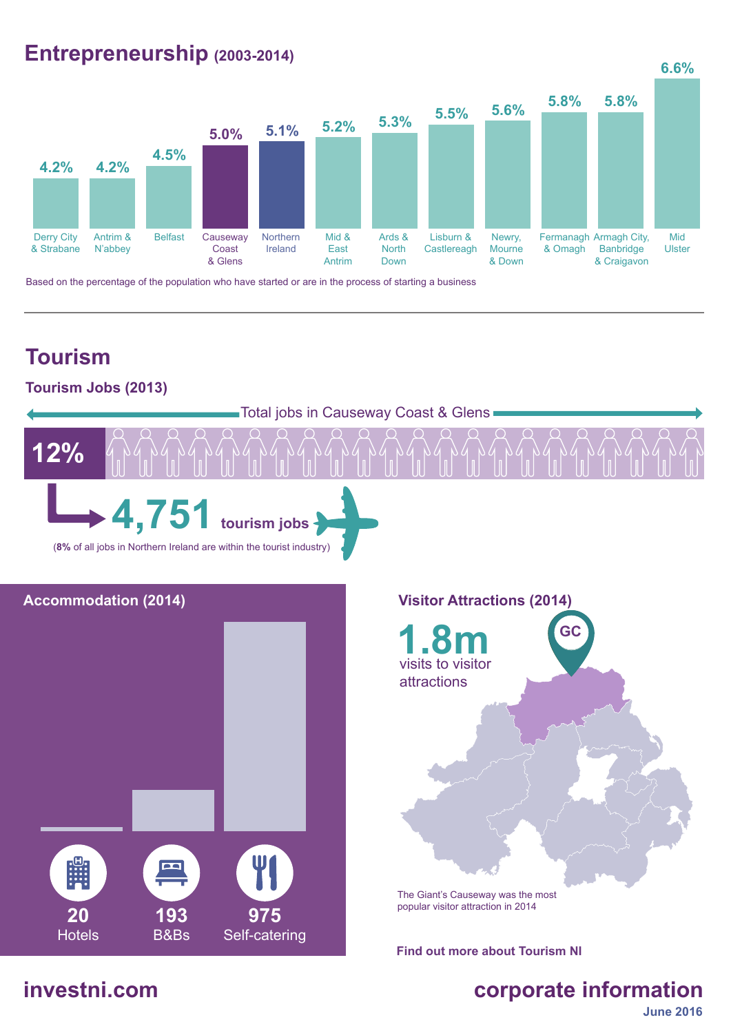## Entrepreneurship (2003-2014)

4.2% Derry City & Strabane
4.2% Antrim & N'abbey
4.5% Belfast
5.0% Causeway Coast & Glens
5.1% Northern Ireland
5.2% Mid & East Antrim
5.3% Ards & North Down
5.5% Lisburn & Castlereagh
5.6% Newry, Mourne & Down
5.8% Fermanagh & Omagh
5.8% Armagh City, Banbridge & Craigavon
6.6% Mid Ulster

Based on the percentage of the population who have started or are in the process of starting a business

---

## Tourism

### Tourism Jobs (2013)

Total jobs in Causeway Coast & Glens

12%

**4,751** tourism jobs

(**8%** of all jobs in Northern Ireland are within the tourist industry)

### Accommodation (2014)

**20** Hotels

**193** B&Bs

**975** Self-catering

### Visitor Attractions (2014)

**1.8m** visits to visitor attractions

GC

The Giant's Causeway was the most popular visitor attraction in 2014

**Find out more about Tourism NI**

**investni.com**

**corporate information**

**June 2016**